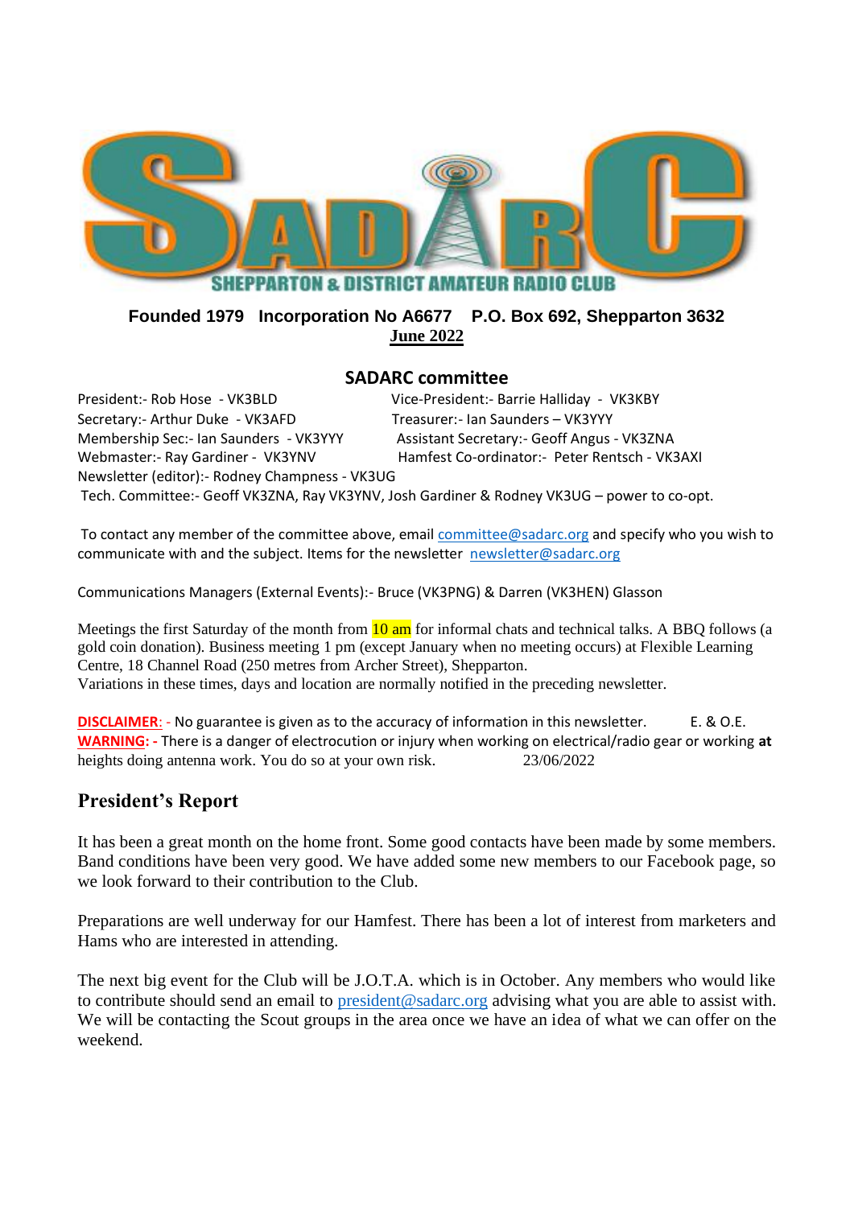SHEPPARTON & DISTRICT AMATEUR RADIO CLUB

**Founded 1979   Incorporation No A6677   P.O. Box 692, Shepparton 3632**

**June 2022**

## SADARC committee

President:- Rob Hose - VK3BLD
Vice-President:- Barrie Halliday - VK3KBY
Secretary:- Arthur Duke - VK3AFD
Treasurer:- Ian Saunders – VK3YYY
Membership Sec:- Ian Saunders - VK3YYY
Assistant Secretary:- Geoff Angus - VK3ZNA
Webmaster:- Ray Gardiner - VK3YNV
Hamfest Co-ordinator:- Peter Rentsch - VK3AXI
Newsletter (editor):- Rodney Champness - VK3UG
Tech. Committee:- Geoff VK3ZNA, Ray VK3YNV, Josh Gardiner & Rodney VK3UG – power to co-opt.

To contact any member of the committee above, email committee@sadarc.org and specify who you wish to communicate with and the subject. Items for the newsletter newsletter@sadarc.org

Communications Managers (External Events):- Bruce (VK3PNG) & Darren (VK3HEN) Glasson

Meetings the first Saturday of the month from 10 am for informal chats and technical talks. A BBQ follows (a gold coin donation). Business meeting 1 pm (except January when no meeting occurs) at Flexible Learning Centre, 18 Channel Road (250 metres from Archer Street), Shepparton.
Variations in these times, days and location are normally notified in the preceding newsletter.

**DISCLAIMER**: - No guarantee is given as to the accuracy of information in this newsletter. E. & O.E.
**WARNING: -** There is a danger of electrocution or injury when working on electrical/radio gear or working **at** heights doing antenna work. You do so at your own risk. 23/06/2022

## President's Report

It has been a great month on the home front. Some good contacts have been made by some members. Band conditions have been very good. We have added some new members to our Facebook page, so we look forward to their contribution to the Club.

Preparations are well underway for our Hamfest. There has been a lot of interest from marketers and Hams who are interested in attending.

The next big event for the Club will be J.O.T.A. which is in October. Any members who would like to contribute should send an email to president@sadarc.org advising what you are able to assist with. We will be contacting the Scout groups in the area once we have an idea of what we can offer on the weekend.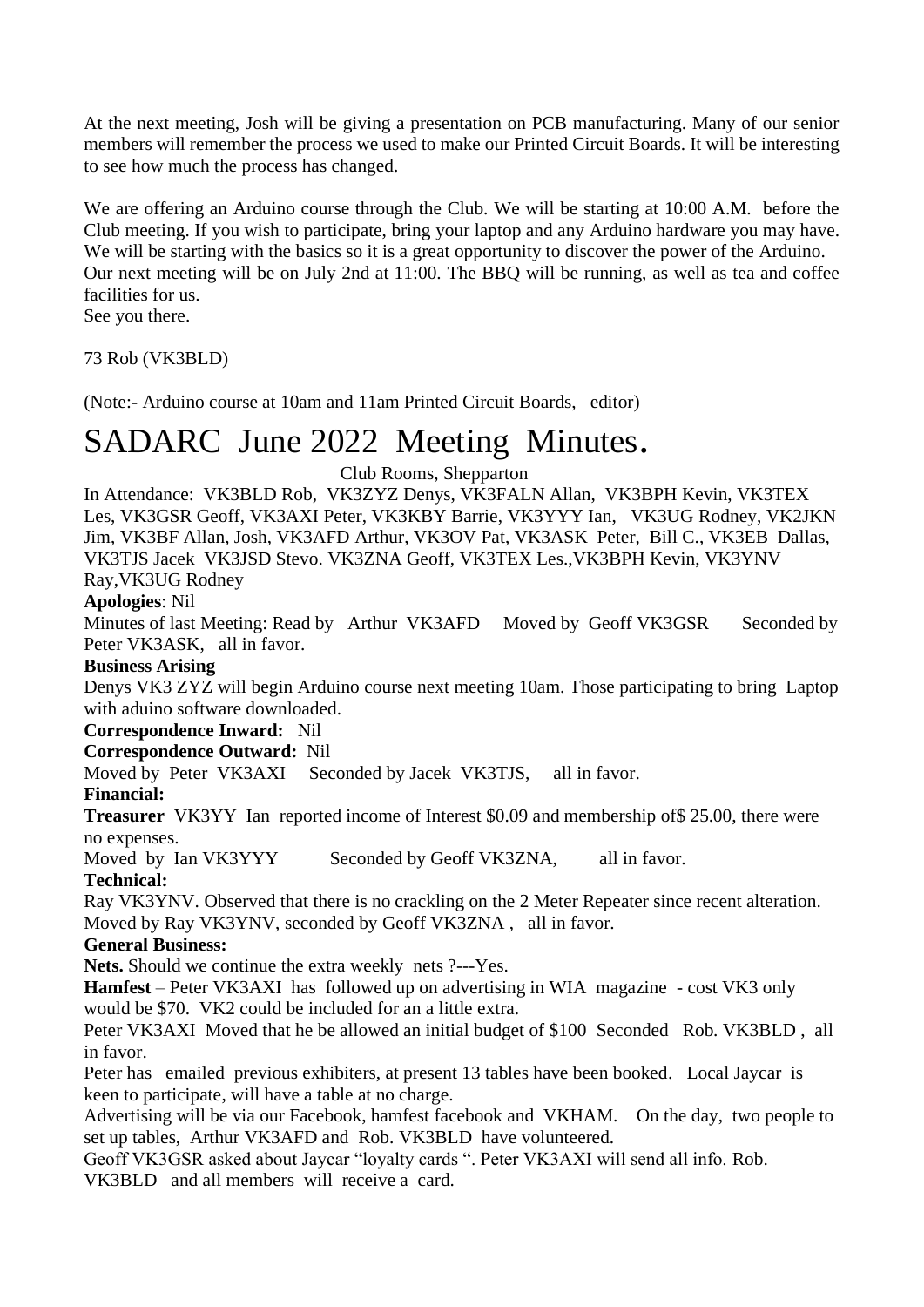At the next meeting, Josh will be giving a presentation on PCB manufacturing. Many of our senior members will remember the process we used to make our Printed Circuit Boards. It will be interesting to see how much the process has changed.

We are offering an Arduino course through the Club. We will be starting at 10:00 A.M. before the Club meeting. If you wish to participate, bring your laptop and any Arduino hardware you may have. We will be starting with the basics so it is a great opportunity to discover the power of the Arduino. Our next meeting will be on July 2nd at 11:00. The BBQ will be running, as well as tea and coffee facilities for us.
See you there.

73 Rob (VK3BLD)

(Note:- Arduino course at 10am and 11am Printed Circuit Boards, editor)

# SADARC June 2022 Meeting Minutes.

Club Rooms, Shepparton

In Attendance: VK3BLD Rob, VK3ZYZ Denys, VK3FALN Allan, VK3BPH Kevin, VK3TEX Les, VK3GSR Geoff, VK3AXI Peter, VK3KBY Barrie, VK3YYY Ian, VK3UG Rodney, VK2JKN Jim, VK3BF Allan, Josh, VK3AFD Arthur, VK3OV Pat, VK3ASK Peter, Bill C., VK3EB Dallas, VK3TJS Jacek VK3JSD Stevo. VK3ZNA Geoff, VK3TEX Les.,VK3BPH Kevin, VK3YNV Ray,VK3UG Rodney

**Apologies**: Nil

Minutes of last Meeting: Read by Arthur VK3AFD Moved by Geoff VK3GSR Seconded by Peter VK3ASK, all in favor.

**Business Arising**

Denys VK3 ZYZ will begin Arduino course next meeting 10am. Those participating to bring Laptop with aduino software downloaded.

**Correspondence Inward:** Nil

**Correspondence Outward:** Nil

Moved by Peter VK3AXI Seconded by Jacek VK3TJS, all in favor.

**Financial:**

**Treasurer** VK3YY Ian reported income of Interest $0.09 and membership of$ 25.00, there were no expenses.

Moved by Ian VK3YYY Seconded by Geoff VK3ZNA, all in favor.

**Technical:**

Ray VK3YNV. Observed that there is no crackling on the 2 Meter Repeater since recent alteration. Moved by Ray VK3YNV, seconded by Geoff VK3ZNA , all in favor.

**General Business:**

**Nets.** Should we continue the extra weekly nets ?---Yes.

**Hamfest** – Peter VK3AXI has followed up on advertising in WIA magazine - cost VK3 only would be $70. VK2 could be included for an a little extra.

Peter VK3AXI Moved that he be allowed an initial budget of $100 Seconded Rob. VK3BLD , all in favor.

Peter has emailed previous exhibiters, at present 13 tables have been booked. Local Jaycar is keen to participate, will have a table at no charge.

Advertising will be via our Facebook, hamfest facebook and VKHAM. On the day, two people to set up tables, Arthur VK3AFD and Rob. VK3BLD have volunteered.

Geoff VK3GSR asked about Jaycar "loyalty cards ". Peter VK3AXI will send all info. Rob. VK3BLD and all members will receive a card.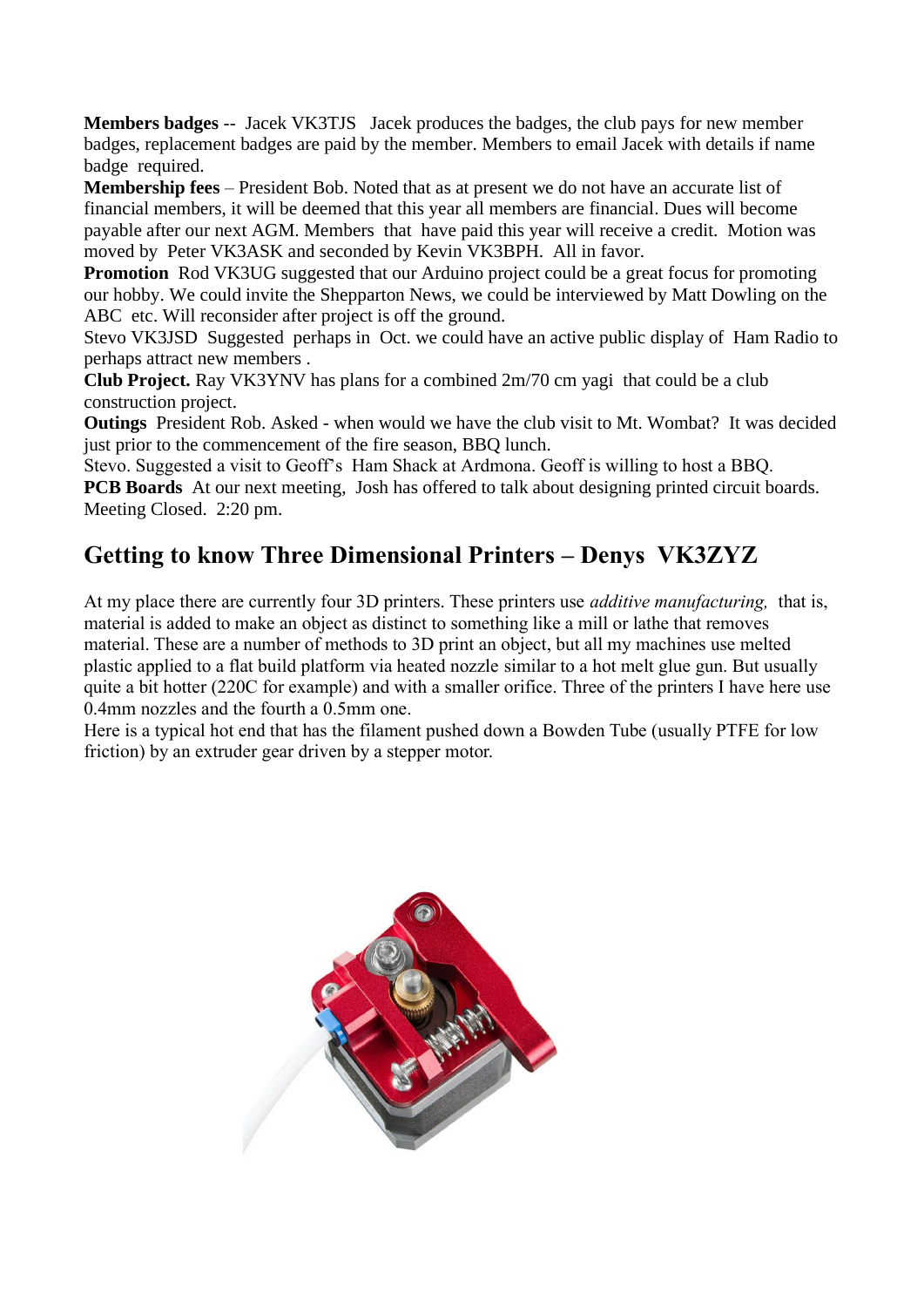**Members badges** -- Jacek VK3TJS Jacek produces the badges, the club pays for new member badges, replacement badges are paid by the member. Members to email Jacek with details if name badge required.

**Membership fees** – President Bob. Noted that as at present we do not have an accurate list of financial members, it will be deemed that this year all members are financial. Dues will become payable after our next AGM. Members that have paid this year will receive a credit. Motion was moved by Peter VK3ASK and seconded by Kevin VK3BPH. All in favor.

**Promotion** Rod VK3UG suggested that our Arduino project could be a great focus for promoting our hobby. We could invite the Shepparton News, we could be interviewed by Matt Dowling on the ABC etc. Will reconsider after project is off the ground.

Stevo VK3JSD Suggested perhaps in Oct. we could have an active public display of Ham Radio to perhaps attract new members .

**Club Project.** Ray VK3YNV has plans for a combined 2m/70 cm yagi that could be a club construction project.

**Outings** President Rob. Asked - when would we have the club visit to Mt. Wombat? It was decided just prior to the commencement of the fire season, BBQ lunch.

Stevo. Suggested a visit to Geoff's Ham Shack at Ardmona. Geoff is willing to host a BBQ.

**PCB Boards** At our next meeting, Josh has offered to talk about designing printed circuit boards.

Meeting Closed. 2:20 pm.

## Getting to know Three Dimensional Printers – Denys VK3ZYZ

At my place there are currently four 3D printers. These printers use *additive manufacturing,* that is, material is added to make an object as distinct to something like a mill or lathe that removes material. These are a number of methods to 3D print an object, but all my machines use melted plastic applied to a flat build platform via heated nozzle similar to a hot melt glue gun. But usually quite a bit hotter (220C for example) and with a smaller orifice. Three of the printers I have here use 0.4mm nozzles and the fourth a 0.5mm one.

Here is a typical hot end that has the filament pushed down a Bowden Tube (usually PTFE for low friction) by an extruder gear driven by a stepper motor.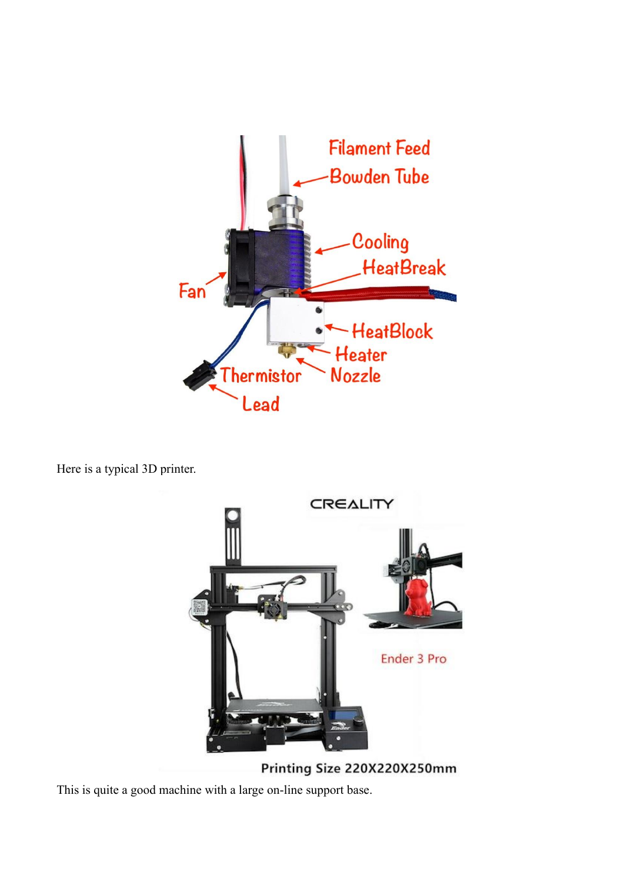Here is a typical 3D printer.

This is quite a good machine with a large on-line support base.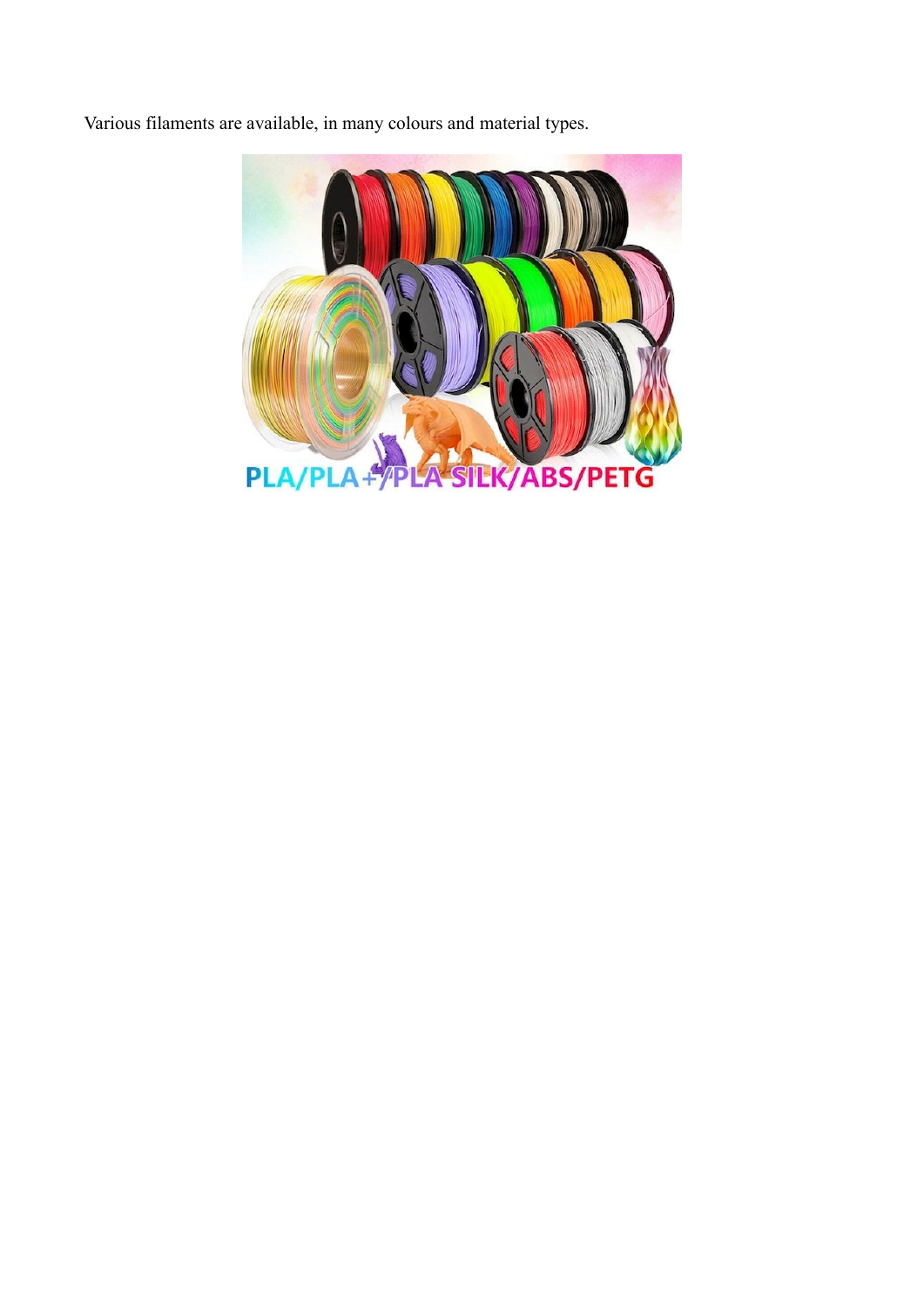Various filaments are available, in many colours and material types.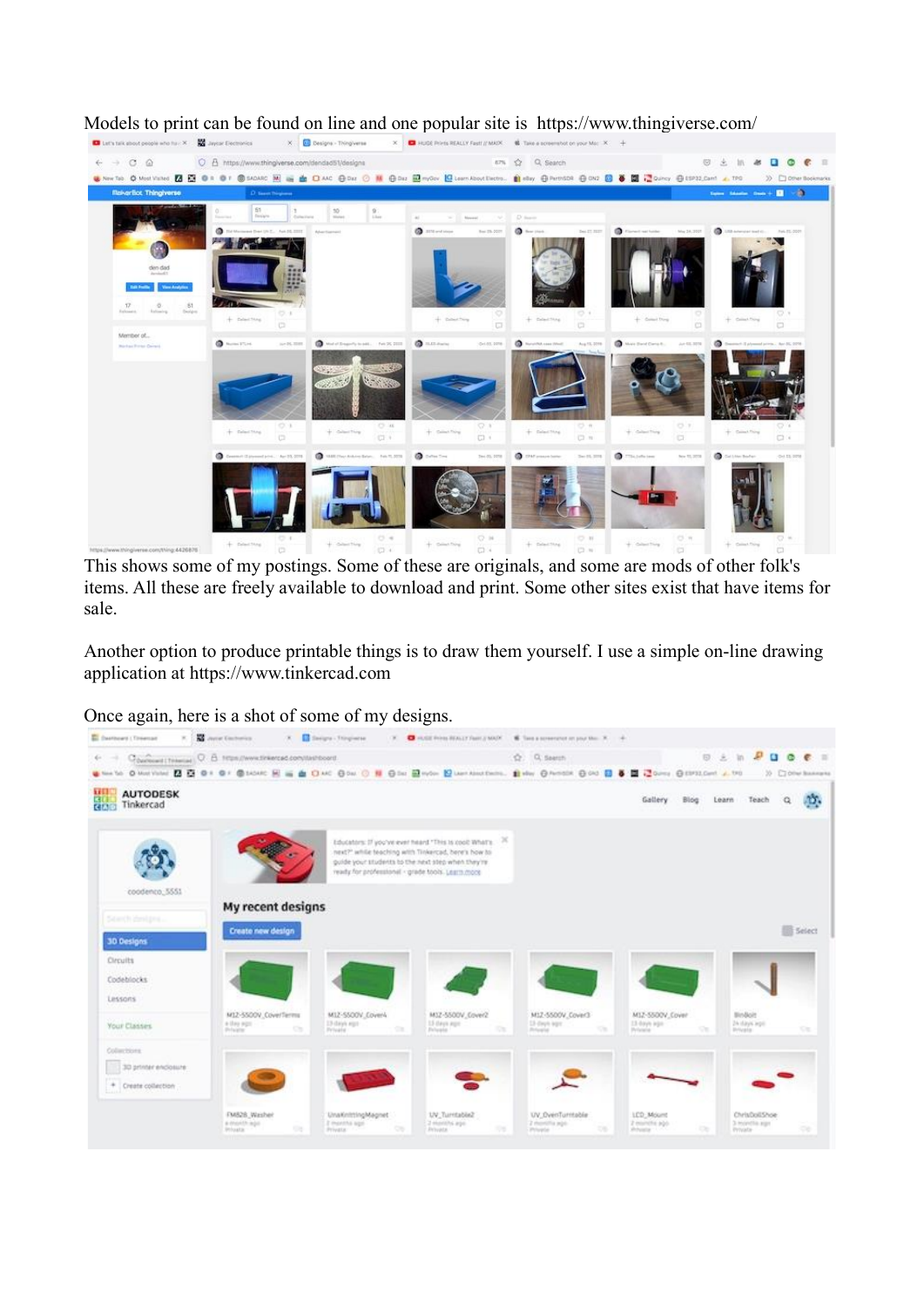Models to print can be found on line and one popular site is https://www.thingiverse.com/

This shows some of my postings. Some of these are originals, and some are mods of other folk's items. All these are freely available to download and print. Some other sites exist that have items for sale.

Another option to produce printable things is to draw them yourself. I use a simple on-line drawing application at https://www.tinkercad.com

Once again, here is a shot of some of my designs.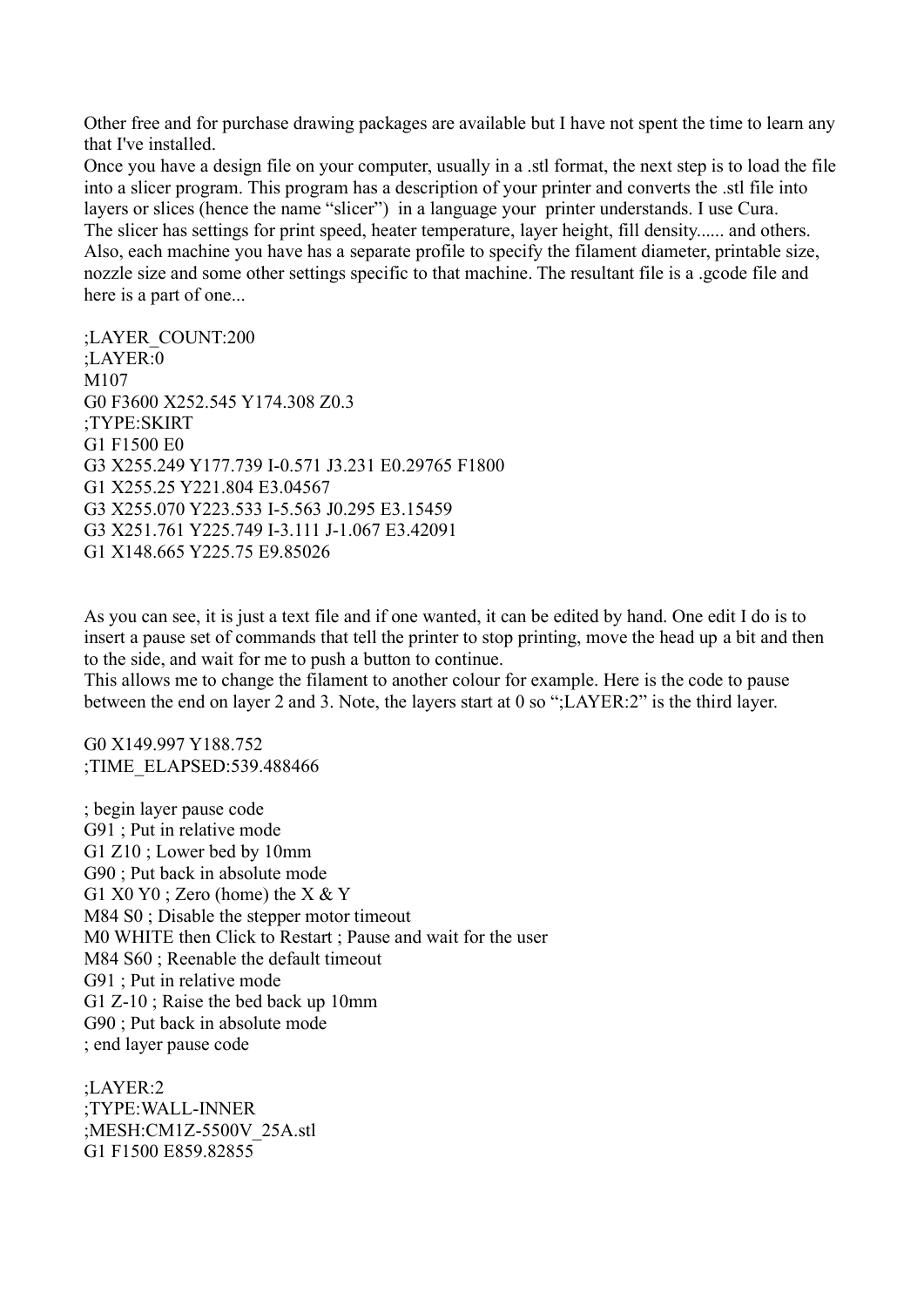Other free and for purchase drawing packages are available but I have not spent the time to learn any that I've installed.
Once you have a design file on your computer, usually in a .stl format, the next step is to load the file into a slicer program. This program has a description of your printer and converts the .stl file into layers or slices (hence the name "slicer") in a language your printer understands. I use Cura.
The slicer has settings for print speed, heater temperature, layer height, fill density...... and others. Also, each machine you have has a separate profile to specify the filament diameter, printable size, nozzle size and some other settings specific to that machine. The resultant file is a .gcode file and here is a part of one...

```
;LAYER_COUNT:200
;LAYER:0
M107
G0 F3600 X252.545 Y174.308 Z0.3
;TYPE:SKIRT
G1 F1500 E0
G3 X255.249 Y177.739 I-0.571 J3.231 E0.29765 F1800
G1 X255.25 Y221.804 E3.04567
G3 X255.070 Y223.533 I-5.563 J0.295 E3.15459
G3 X251.761 Y225.749 I-3.111 J-1.067 E3.42091
G1 X148.665 Y225.75 E9.85026
```

As you can see, it is just a text file and if one wanted, it can be edited by hand. One edit I do is to insert a pause set of commands that tell the printer to stop printing, move the head up a bit and then to the side, and wait for me to push a button to continue.
This allows me to change the filament to another colour for example. Here is the code to pause between the end on layer 2 and 3. Note, the layers start at 0 so ";LAYER:2" is the third layer.

```
G0 X149.997 Y188.752
;TIME_ELAPSED:539.488466

; begin layer pause code
G91 ; Put in relative mode
G1 Z10 ; Lower bed by 10mm
G90 ; Put back in absolute mode
G1 X0 Y0 ; Zero (home) the X & Y
M84 S0 ; Disable the stepper motor timeout
M0 WHITE then Click to Restart ; Pause and wait for the user
M84 S60 ; Reenable the default timeout
G91 ; Put in relative mode
G1 Z-10 ; Raise the bed back up 10mm
G90 ; Put back in absolute mode
; end layer pause code

;LAYER:2
;TYPE:WALL-INNER
;MESH:CM1Z-5500V_25A.stl
G1 F1500 E859.82855
```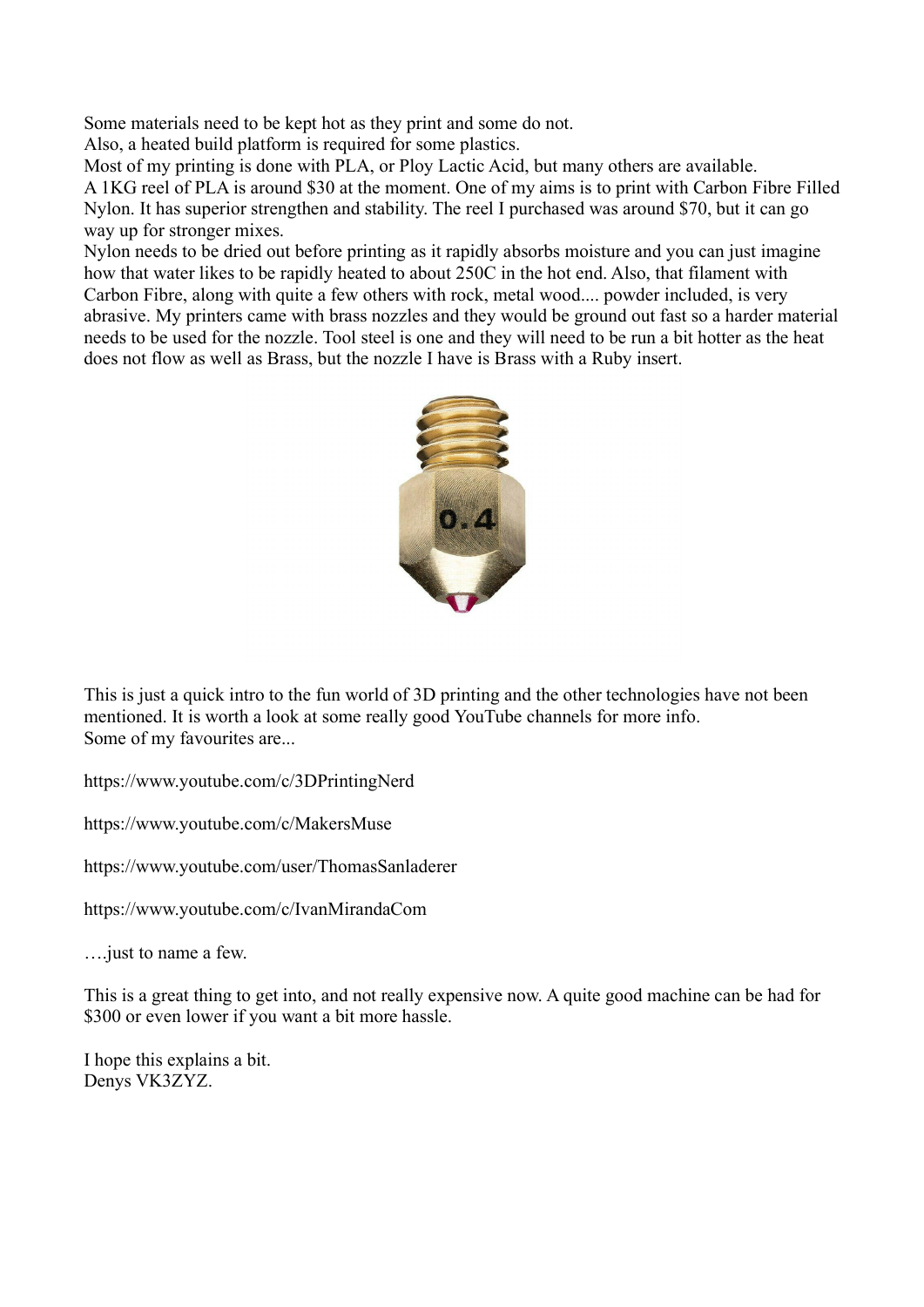Some materials need to be kept hot as they print and some do not.
Also, a heated build platform is required for some plastics.
Most of my printing is done with PLA, or Ploy Lactic Acid, but many others are available.
A 1KG reel of PLA is around $30 at the moment. One of my aims is to print with Carbon Fibre Filled Nylon. It has superior strengthen and stability. The reel I purchased was around $70, but it can go way up for stronger mixes.
Nylon needs to be dried out before printing as it rapidly absorbs moisture and you can just imagine how that water likes to be rapidly heated to about 250C in the hot end. Also, that filament with Carbon Fibre, along with quite a few others with rock, metal wood.... powder included, is very abrasive. My printers came with brass nozzles and they would be ground out fast so a harder material needs to be used for the nozzle. Tool steel is one and they will need to be run a bit hotter as the heat does not flow as well as Brass, but the nozzle I have is Brass with a Ruby insert.

This is just a quick intro to the fun world of 3D printing and the other technologies have not been mentioned. It is worth a look at some really good YouTube channels for more info.
Some of my favourites are...

https://www.youtube.com/c/3DPrintingNerd

https://www.youtube.com/c/MakersMuse

https://www.youtube.com/user/ThomasSanladerer

https://www.youtube.com/c/IvanMirandaCom

….just to name a few.

This is a great thing to get into, and not really expensive now. A quite good machine can be had for $300 or even lower if you want a bit more hassle.

I hope this explains a bit.
Denys VK3ZYZ.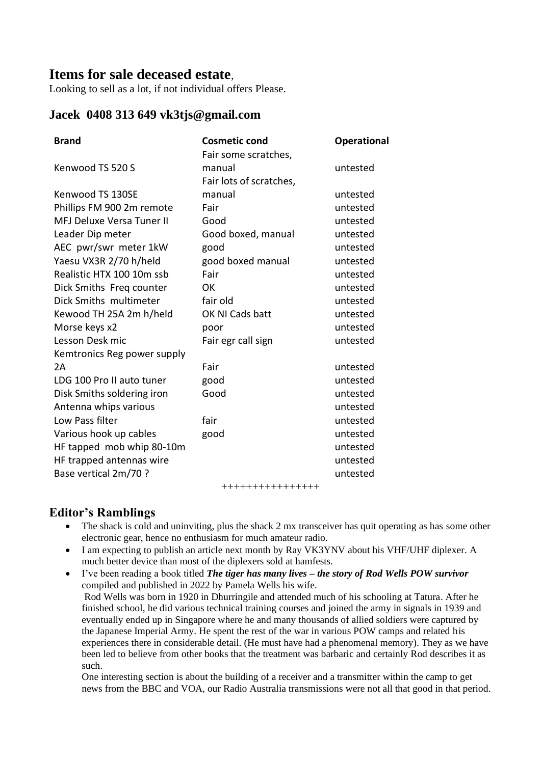## Items for sale deceased estate,

Looking to sell as a lot, if not individual offers Please.

### Jacek 0408 313 649 vk3tjs@gmail.com

| Brand | Cosmetic cond | Operational |
|---|---|---|
| Kenwood TS 520 S | Fair some scratches, manual | untested |
| Kenwood TS 130SE | Fair lots of scratches, manual | untested |
| Phillips FM 900 2m remote | Fair | untested |
| MFJ Deluxe Versa Tuner II | Good | untested |
| Leader Dip meter | Good boxed, manual | untested |
| AEC pwr/swr meter 1kW | good | untested |
| Yaesu VX3R 2/70 h/held | good boxed manual | untested |
| Realistic HTX 100 10m ssb | Fair | untested |
| Dick Smiths Freq counter | OK | untested |
| Dick Smiths multimeter | fair old | untested |
| Kewood TH 25A 2m h/held | OK NI Cads batt | untested |
| Morse keys x2 | poor | untested |
| Lesson Desk mic | Fair egr call sign | untested |
| Kemtronics Reg power supply 2A | Fair | untested |
| LDG 100 Pro II auto tuner | good | untested |
| Disk Smiths soldering iron | Good | untested |
| Antenna whips various | | untested |
| Low Pass filter | fair | untested |
| Various hook up cables | good | untested |
| HF tapped mob whip 80-10m | | untested |
| HF trapped antennas wire | | untested |
| Base vertical 2m/70 ? | | untested |

++++++++++++++++

## Editor's Ramblings

- The shack is cold and uninviting, plus the shack 2 mx transceiver has quit operating as has some other electronic gear, hence no enthusiasm for much amateur radio.
- I am expecting to publish an article next month by Ray VK3YNV about his VHF/UHF diplexer. A much better device than most of the diplexers sold at hamfests.
- I've been reading a book titled ***The tiger has many lives – the story of Rod Wells POW survivor*** compiled and published in 2022 by Pamela Wells his wife.

  Rod Wells was born in 1920 in Dhurringile and attended much of his schooling at Tatura. After he finished school, he did various technical training courses and joined the army in signals in 1939 and eventually ended up in Singapore where he and many thousands of allied soldiers were captured by the Japanese Imperial Army. He spent the rest of the war in various POW camps and related his experiences there in considerable detail. (He must have had a phenomenal memory). They as we have been led to believe from other books that the treatment was barbaric and certainly Rod describes it as such.

  One interesting section is about the building of a receiver and a transmitter within the camp to get news from the BBC and VOA, our Radio Australia transmissions were not all that good in that period.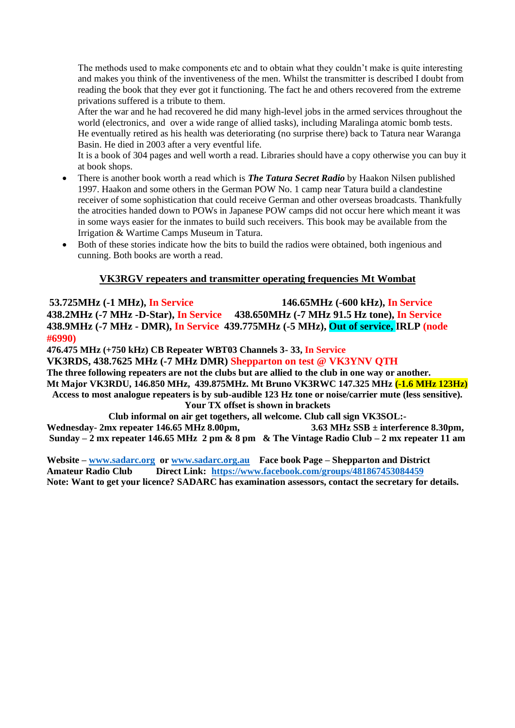The methods used to make components etc and to obtain what they couldn't make is quite interesting and makes you think of the inventiveness of the men. Whilst the transmitter is described I doubt from reading the book that they ever got it functioning. The fact he and others recovered from the extreme privations suffered is a tribute to them.
After the war and he had recovered he did many high-level jobs in the armed services throughout the world (electronics, and over a wide range of allied tasks), including Maralinga atomic bomb tests. He eventually retired as his health was deteriorating (no surprise there) back to Tatura near Waranga Basin. He died in 2003 after a very eventful life.
It is a book of 304 pages and well worth a read. Libraries should have a copy otherwise you can buy it at book shops.

- There is another book worth a read which is ***The Tatura Secret Radio*** by Haakon Nilsen published 1997. Haakon and some others in the German POW No. 1 camp near Tatura build a clandestine receiver of some sophistication that could receive German and other overseas broadcasts. Thankfully the atrocities handed down to POWs in Japanese POW camps did not occur here which meant it was in some ways easier for the inmates to build such receivers. This book may be available from the Irrigation & Wartime Camps Museum in Tatura.
- Both of these stories indicate how the bits to build the radios were obtained, both ingenious and cunning. Both books are worth a read.

## VK3RGV repeaters and transmitter operating frequencies Mt Wombat

**53.725MHz (-1 MHz), In Service** **146.65MHz (-600 kHz), In Service**
**438.2MHz (-7 MHz -D-Star), In Service** **438.650MHz (-7 MHz 91.5 Hz tone), In Service**
**438.9MHz (-7 MHz - DMR), In Service** **439.775MHz (-5 MHz), Out of service, IRLP (node #6990)**
**476.475 MHz (+750 kHz) CB Repeater WBT03 Channels 3- 33, In Service**
**VK3RDS, 438.7625 MHz (-7 MHz DMR) Shepparton on test @ VK3YNV QTH**
**The three following repeaters are not the clubs but are allied to the club in one way or another.**
**Mt Major VK3RDU, 146.850 MHz, 439.875MHz. Mt Bruno VK3RWC 147.325 MHz (-1.6 MHz 123Hz)**
**Access to most analogue repeaters is by sub-audible 123 Hz tone or noise/carrier mute (less sensitive).**
**Your TX offset is shown in brackets**
**Club informal on air get togethers, all welcome. Club call sign VK3SOL:-**
**Wednesday- 2mx repeater 146.65 MHz 8.00pm,** **3.63 MHz SSB ± interference 8.30pm,**
**Sunday – 2 mx repeater 146.65 MHz 2 pm & 8 pm & The Vintage Radio Club – 2 mx repeater 11 am**

**Website – www.sadarc.org or www.sadarc.org.au Face book Page – Shepparton and District Amateur Radio Club Direct Link: https://www.facebook.com/groups/481867453084459**
**Note: Want to get your licence? SADARC has examination assessors, contact the secretary for details.**